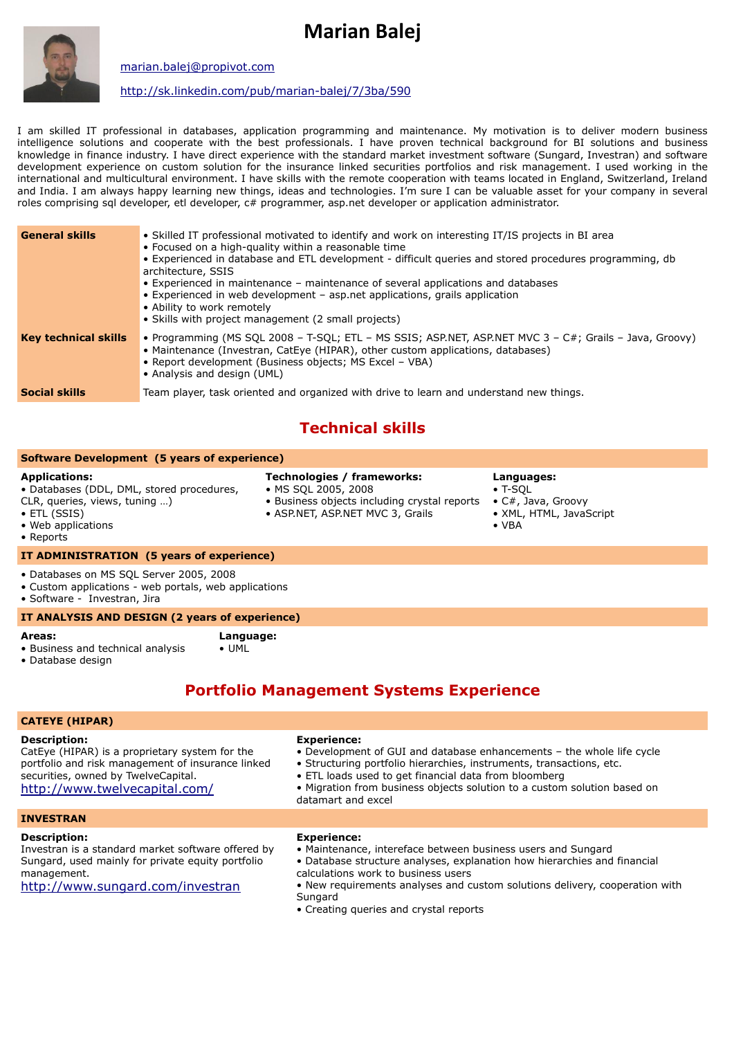# Marian Balej

marian.balej@propivot.com

http://sk.linkedin.com/pub/marian-balej/7/3ba/590

I am skilled IT professional in databases, application programming and maintenance. My motivation is to deliver modern business intelligence solutions and cooperate with the best professionals. I have proven technical background for BI solutions and business knowledge in finance industry. I have direct experience with the standard market investment software (Sungard, Investran) and software development experience on custom solution for the insurance linked securities portfolios and risk management. I used working in the international and multicultural environment. I have skills with the remote cooperation with teams located in England, Switzerland, Ireland and India. I am always happy learning new things, ideas and technologies. I'm sure I can be valuable asset for your company in several roles comprising sql developer, etl developer, c# programmer, asp.net developer or application administrator.

| | |
|---|---|
| **General skills** | • Skilled IT professional motivated to identify and work on interesting IT/IS projects in BI area<br>• Focused on a high-quality within a reasonable time<br>• Experienced in database and ETL development - difficult queries and stored procedures programming, db architecture, SSIS<br>• Experienced in maintenance – maintenance of several applications and databases<br>• Experienced in web development – asp.net applications, grails application<br>• Ability to work remotely<br>• Skills with project management (2 small projects) |
| **Key technical skills** | • Programming (MS SQL 2008 – T-SQL; ETL – MS SSIS; ASP.NET, ASP.NET MVC 3 – C#; Grails – Java, Groovy)<br>• Maintenance (Investran, CatEye (HIPAR), other custom applications, databases)<br>• Report development (Business objects; MS Excel – VBA)<br>• Analysis and design (UML) |
| **Social skills** | Team player, task oriented and organized with drive to learn and understand new things. |

## Technical skills

### Software Development (5 years of experience)

**Applications:**
- Databases (DDL, DML, stored procedures, CLR, queries, views, tuning …)
- ETL (SSIS)
- Web applications
- Reports

**Technologies / frameworks:**
- MS SQL 2005, 2008
- Business objects including crystal reports
- ASP.NET, ASP.NET MVC 3, Grails

**Languages:**
- T-SQL
- C#, Java, Groovy
- XML, HTML, JavaScript
- VBA

### IT ADMINISTRATION (5 years of experience)

- Databases on MS SQL Server 2005, 2008
- Custom applications - web portals, web applications
- Software - Investran, Jira

### IT ANALYSIS AND DESIGN (2 years of experience)

**Areas:**
- Business and technical analysis
- Database design

**Language:**
- UML

## Portfolio Management Systems Experience

### CATEYE (HIPAR)

**Description:**
CatEye (HIPAR) is a proprietary system for the portfolio and risk management of insurance linked securities, owned by TwelveCapital.
http://www.twelvecapital.com/

**Experience:**
- Development of GUI and database enhancements – the whole life cycle
- Structuring portfolio hierarchies, instruments, transactions, etc.
- ETL loads used to get financial data from bloomberg
- Migration from business objects solution to a custom solution based on datamart and excel

### INVESTRAN

**Description:**
Investran is a standard market software offered by Sungard, used mainly for private equity portfolio management.
http://www.sungard.com/investran

**Experience:**
- Maintenance, intereface between business users and Sungard
- Database structure analyses, explanation how hierarchies and financial calculations work to business users
- New requirements analyses and custom solutions delivery, cooperation with Sungard
- Creating queries and crystal reports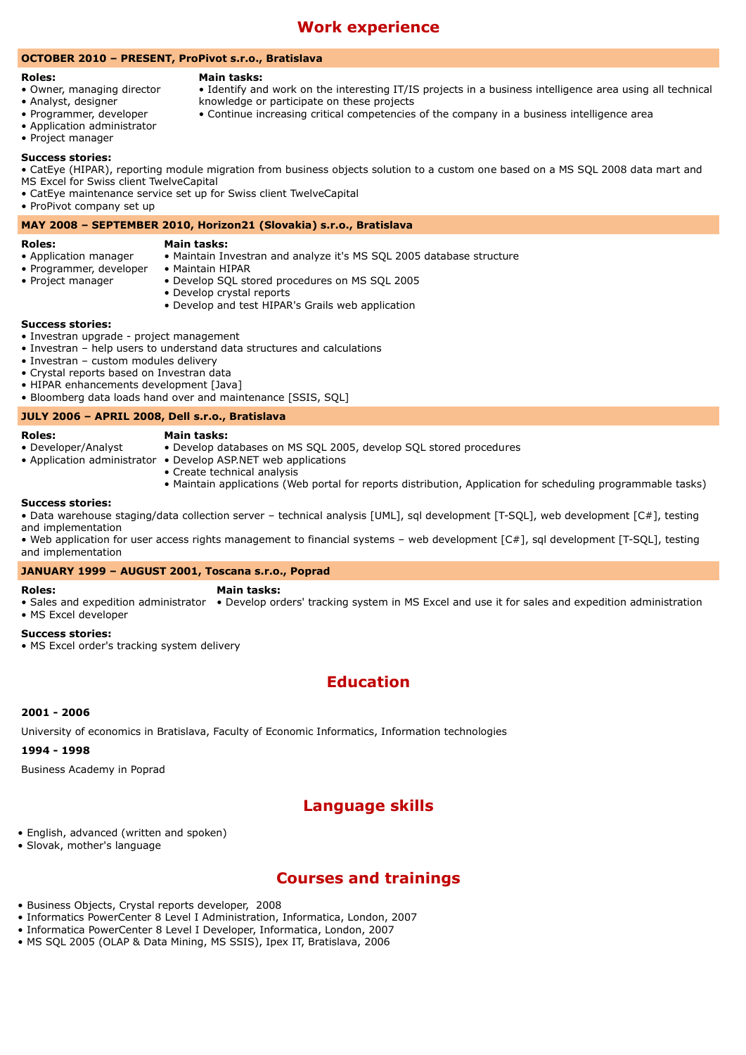# Work experience

**OCTOBER 2010 – PRESENT, ProPivot s.r.o., Bratislava**

**Roles:**
- Owner, managing director
- Analyst, designer
- Programmer, developer
- Application administrator
- Project manager

**Main tasks:**
- Identify and work on the interesting IT/IS projects in a business intelligence area using all technical knowledge or participate on these projects
- Continue increasing critical competencies of the company in a business intelligence area

**Success stories:**
- CatEye (HIPAR), reporting module migration from business objects solution to a custom one based on a MS SQL 2008 data mart and MS Excel for Swiss client TwelveCapital
- CatEye maintenance service set up for Swiss client TwelveCapital
- ProPivot company set up

**MAY 2008 – SEPTEMBER 2010, Horizon21 (Slovakia) s.r.o., Bratislava**

**Roles:**
- Application manager
- Programmer, developer
- Project manager

**Main tasks:**
- Maintain Investran and analyze it's MS SQL 2005 database structure
- Maintain HIPAR
- Develop SQL stored procedures on MS SQL 2005
- Develop crystal reports
- Develop and test HIPAR's Grails web application

**Success stories:**
- Investran upgrade - project management
- Investran – help users to understand data structures and calculations
- Investran – custom modules delivery
- Crystal reports based on Investran data
- HIPAR enhancements development [Java]
- Bloomberg data loads hand over and maintenance [SSIS, SQL]

**JULY 2006 – APRIL 2008, Dell s.r.o., Bratislava**

**Roles:**
- Developer/Analyst
- Application administrator

**Main tasks:**
- Develop databases on MS SQL 2005, develop SQL stored procedures
- Develop ASP.NET web applications
- Create technical analysis
- Maintain applications (Web portal for reports distribution, Application for scheduling programmable tasks)

**Success stories:**
- Data warehouse staging/data collection server – technical analysis [UML], sql development [T-SQL], web development [C#], testing and implementation
- Web application for user access rights management to financial systems – web development [C#], sql development [T-SQL], testing and implementation

**JANUARY 1999 – AUGUST 2001, Toscana s.r.o., Poprad**

**Roles:**
- Sales and expedition administrator
- MS Excel developer

**Main tasks:**
- Develop orders' tracking system in MS Excel and use it for sales and expedition administration

**Success stories:**
- MS Excel order's tracking system delivery

# Education

**2001 - 2006**

University of economics in Bratislava, Faculty of Economic Informatics, Information technologies

**1994 - 1998**

Business Academy in Poprad

# Language skills

- English, advanced (written and spoken)
- Slovak, mother's language

# Courses and trainings

- Business Objects, Crystal reports developer, 2008
- Informatics PowerCenter 8 Level I Administration, Informatica, London, 2007
- Informatica PowerCenter 8 Level I Developer, Informatica, London, 2007
- MS SQL 2005 (OLAP & Data Mining, MS SSIS), Ipex IT, Bratislava, 2006